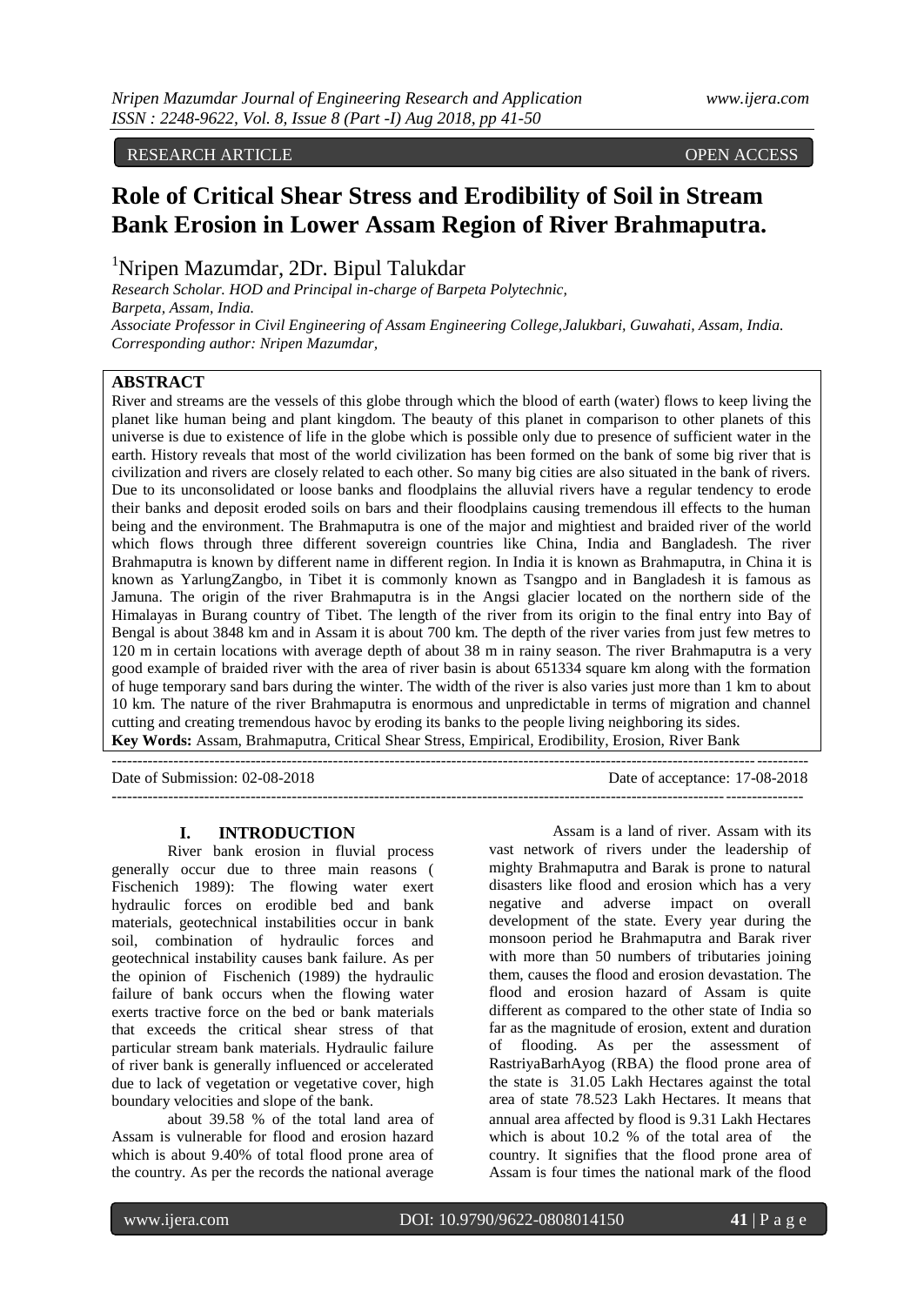RESEARCH ARTICLE OPEN ACCESS

# Role of Critical Shear Stress and Erodibility of Soil in Stream Bank Erosion in Lower Assam Region of River Brahmaputra.

[1]Nripen Mazumdar, 2Dr. Bipul Talukdar

*Research Scholar. HOD and Principal in-charge of Barpeta Polytechnic, Barpeta, Assam, India.*
*Associate Professor in Civil Engineering of Assam Engineering College,Jalukbari, Guwahati, Assam, India.*
*Corresponding author: Nripen Mazumdar,*

## ABSTRACT

River and streams are the vessels of this globe through which the blood of earth (water) flows to keep living the planet like human being and plant kingdom. The beauty of this planet in comparison to other planets of this universe is due to existence of life in the globe which is possible only due to presence of sufficient water in the earth. History reveals that most of the world civilization has been formed on the bank of some big river that is civilization and rivers are closely related to each other. So many big cities are also situated in the bank of rivers. Due to its unconsolidated or loose banks and floodplains the alluvial rivers have a regular tendency to erode their banks and deposit eroded soils on bars and their floodplains causing tremendous ill effects to the human being and the environment. The Brahmaputra is one of the major and mightiest and braided river of the world which flows through three different sovereign countries like China, India and Bangladesh. The river Brahmaputra is known by different name in different region. In India it is known as Brahmaputra, in China it is known as YarlungZangbo, in Tibet it is commonly known as Tsangpo and in Bangladesh it is famous as Jamuna. The origin of the river Brahmaputra is in the Angsi glacier located on the northern side of the Himalayas in Burang country of Tibet. The length of the river from its origin to the final entry into Bay of Bengal is about 3848 km and in Assam it is about 700 km. The depth of the river varies from just few metres to 120 m in certain locations with average depth of about 38 m in rainy season. The river Brahmaputra is a very good example of braided river with the area of river basin is about 651334 square km along with the formation of huge temporary sand bars during the winter. The width of the river is also varies just more than 1 km to about 10 km. The nature of the river Brahmaputra is enormous and unpredictable in terms of migration and channel cutting and creating tremendous havoc by eroding its banks to the people living neighboring its sides.

**Key Words:** Assam, Brahmaputra, Critical Shear Stress, Empirical, Erodibility, Erosion, River Bank

Date of Submission: 02-08-2018 Date of acceptance: 17-08-2018

## I. INTRODUCTION

River bank erosion in fluvial process generally occur due to three main reasons ( Fischenich 1989): The flowing water exert hydraulic forces on erodible bed and bank materials, geotechnical instabilities occur in bank soil, combination of hydraulic forces and geotechnical instability causes bank failure. As per the opinion of Fischenich (1989) the hydraulic failure of bank occurs when the flowing water exerts tractive force on the bed or bank materials that exceeds the critical shear stress of that particular stream bank materials. Hydraulic failure of river bank is generally influenced or accelerated due to lack of vegetation or vegetative cover, high boundary velocities and slope of the bank.

about 39.58 % of the total land area of Assam is vulnerable for flood and erosion hazard which is about 9.40% of total flood prone area of the country. As per the records the national average

Assam is a land of river. Assam with its vast network of rivers under the leadership of mighty Brahmaputra and Barak is prone to natural disasters like flood and erosion which has a very negative and adverse impact on overall development of the state. Every year during the monsoon period he Brahmaputra and Barak river with more than 50 numbers of tributaries joining them, causes the flood and erosion devastation. The flood and erosion hazard of Assam is quite different as compared to the other state of India so far as the magnitude of erosion, extent and duration of flooding. As per the assessment of RastriyaBarhAyog (RBA) the flood prone area of the state is 31.05 Lakh Hectares against the total area of state 78.523 Lakh Hectares. It means that annual area affected by flood is 9.31 Lakh Hectares which is about 10.2 % of the total area of the country. It signifies that the flood prone area of Assam is four times the national mark of the flood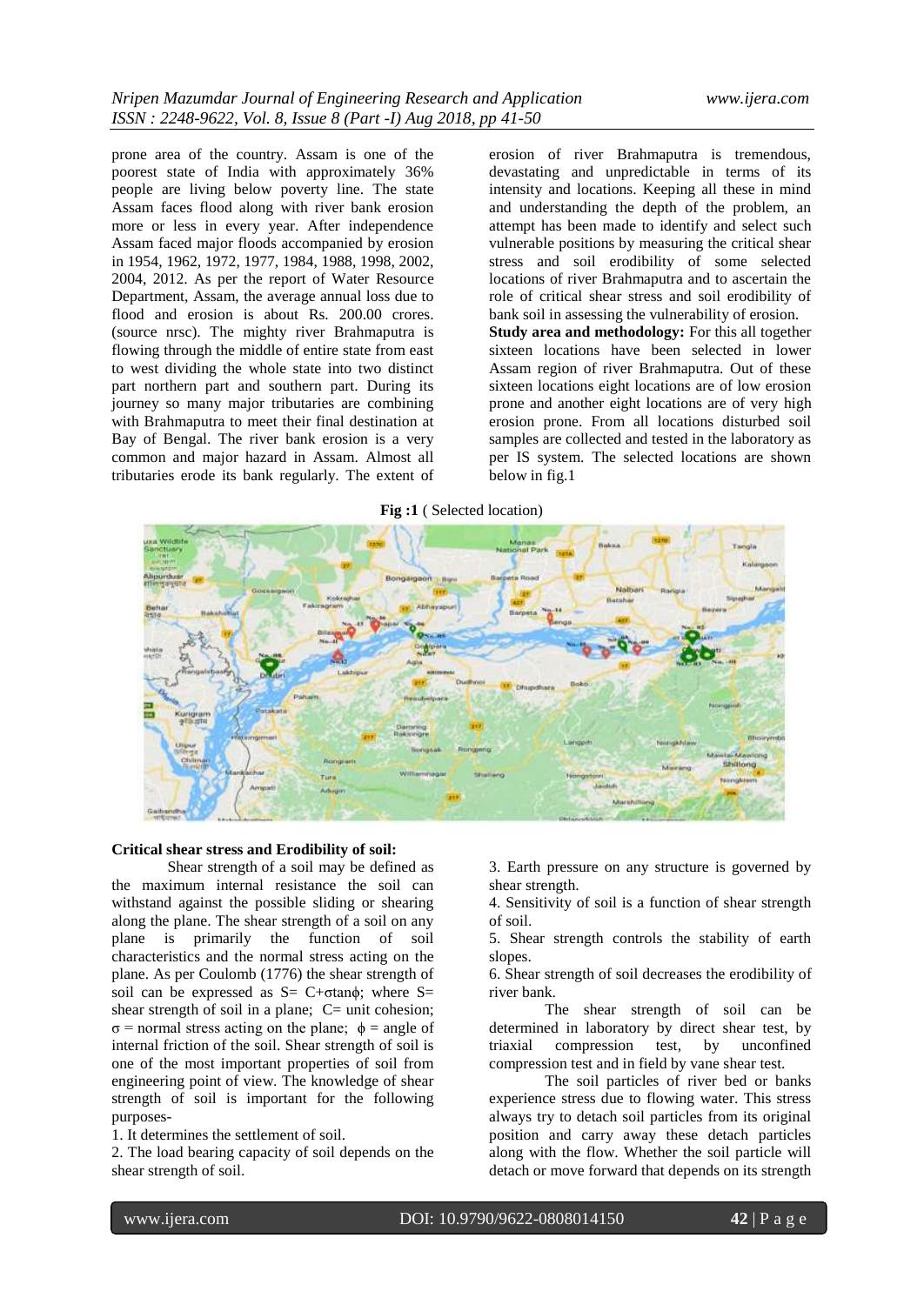prone area of the country. Assam is one of the poorest state of India with approximately 36% people are living below poverty line. The state Assam faces flood along with river bank erosion more or less in every year. After independence Assam faced major floods accompanied by erosion in 1954, 1962, 1972, 1977, 1984, 1988, 1998, 2002, 2004, 2012. As per the report of Water Resource Department, Assam, the average annual loss due to flood and erosion is about Rs. 200.00 crores. (source nrsc). The mighty river Brahmaputra is flowing through the middle of entire state from east to west dividing the whole state into two distinct part northern part and southern part. During its journey so many major tributaries are combining with Brahmaputra to meet their final destination at Bay of Bengal. The river bank erosion is a very common and major hazard in Assam. Almost all tributaries erode its bank regularly. The extent of erosion of river Brahmaputra is tremendous, devastating and unpredictable in terms of its intensity and locations. Keeping all these in mind and understanding the depth of the problem, an attempt has been made to identify and select such vulnerable positions by measuring the critical shear stress and soil erodibility of some selected locations of river Brahmaputra and to ascertain the role of critical shear stress and soil erodibility of bank soil in assessing the vulnerability of erosion.

**Study area and methodology:** For this all together sixteen locations have been selected in lower Assam region of river Brahmaputra. Out of these sixteen locations eight locations are of low erosion prone and another eight locations are of very high erosion prone. From all locations disturbed soil samples are collected and tested in the laboratory as per IS system. The selected locations are shown below in fig.1

**Fig :1** ( Selected location)

**Critical shear stress and Erodibility of soil:**

Shear strength of a soil may be defined as the maximum internal resistance the soil can withstand against the possible sliding or shearing along the plane. The shear strength of a soil on any plane is primarily the function of soil characteristics and the normal stress acting on the plane. As per Coulomb (1776) the shear strength of soil can be expressed as $S = C + \sigma\tan\phi$; where S= shear strength of soil in a plane; C= unit cohesion; $\sigma$ = normal stress acting on the plane; $\phi$ = angle of internal friction of the soil. Shear strength of soil is one of the most important properties of soil from engineering point of view. The knowledge of shear strength of soil is important for the following purposes-

1. It determines the settlement of soil.
2. The load bearing capacity of soil depends on the shear strength of soil.
3. Earth pressure on any structure is governed by shear strength.
4. Sensitivity of soil is a function of shear strength of soil.
5. Shear strength controls the stability of earth slopes.
6. Shear strength of soil decreases the erodibility of river bank.

The shear strength of soil can be determined in laboratory by direct shear test, by triaxial compression test, by unconfined compression test and in field by vane shear test.

The soil particles of river bed or banks experience stress due to flowing water. This stress always try to detach soil particles from its original position and carry away these detach particles along with the flow. Whether the soil particle will detach or move forward that depends on its strength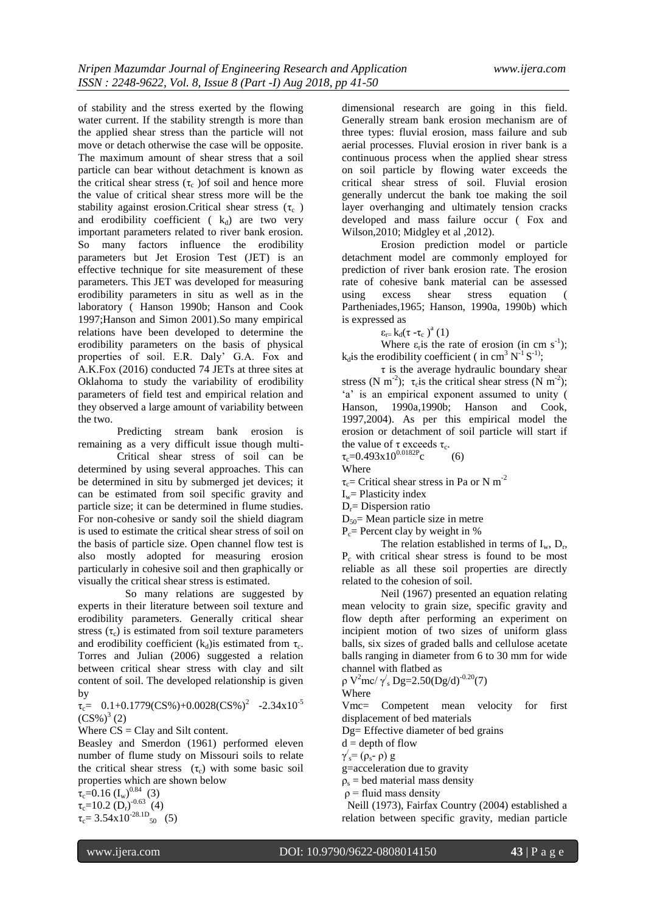of stability and the stress exerted by the flowing water current. If the stability strength is more than the applied shear stress than the particle will not move or detach otherwise the case will be opposite. The maximum amount of shear stress that a soil particle can bear without detachment is known as the critical shear stress ($\tau_c$ )of soil and hence more the value of critical shear stress more will be the stability against erosion.Critical shear stress ($\tau_c$ ) and erodibility coefficient ( $k_d$) are two very important parameters related to river bank erosion. So many factors influence the erodibility parameters but Jet Erosion Test (JET) is an effective technique for site measurement of these parameters. This JET was developed for measuring erodibility parameters in situ as well as in the laboratory ( Hanson 1990b; Hanson and Cook 1997;Hanson and Simon 2001).So many empirical relations have been developed to determine the erodibility parameters on the basis of physical properties of soil. E.R. Daly' G.A. Fox and A.K.Fox (2016) conducted 74 JETs at three sites at Oklahoma to study the variability of erodibility parameters of field test and empirical relation and they observed a large amount of variability between the two.

Predicting stream bank erosion is remaining as a very difficult issue though multi-

Critical shear stress of soil can be determined by using several approaches. This can be determined in situ by submerged jet devices; it can be estimated from soil specific gravity and particle size; it can be determined in flume studies. For non-cohesive or sandy soil the shield diagram is used to estimate the critical shear stress of soil on the basis of particle size. Open channel flow test is also mostly adopted for measuring erosion particularly in cohesive soil and then graphically or visually the critical shear stress is estimated.

So many relations are suggested by experts in their literature between soil texture and erodibility parameters. Generally critical shear stress ($\tau_c$) is estimated from soil texture parameters and erodibility coefficient ($k_d$)is estimated from $\tau_c$. Torres and Julian (2006) suggested a relation between critical shear stress with clay and silt content of soil. The developed relationship is given by

$$\tau_c = 0.1+0.1779(CS\%)+0.0028(CS\%)^2 -2.34\times10^{-5}(CS\%)^3 \quad (2)$$

Where CS = Clay and Silt content.

Beasley and Smerdon (1961) performed eleven number of flume study on Missouri soils to relate the critical shear stress ($\tau_c$) with some basic soil properties which are shown below

$$\tau_c=0.16\,(I_w)^{0.84} \quad (3)$$

$$\tau_c=10.2\,(D_r)^{-0.63} \quad (4)$$

$$\tau_c= 3.54\times10^{-28.1D_{50}} \quad (5)$$

dimensional research are going in this field. Generally stream bank erosion mechanism are of three types: fluvial erosion, mass failure and sub aerial processes. Fluvial erosion in river bank is a continuous process when the applied shear stress on soil particle by flowing water exceeds the critical shear stress of soil. Fluvial erosion generally undercut the bank toe making the soil layer overhanging and ultimately tension cracks developed and mass failure occur ( Fox and Wilson,2010; Midgley et al ,2012).

Erosion prediction model or particle detachment model are commonly employed for prediction of river bank erosion rate. The erosion rate of cohesive bank material can be assessed using excess shear stress equation ( Partheniades,1965; Hanson, 1990a, 1990b) which is expressed as

$$\varepsilon_r = k_d(\tau - \tau_c)^a \quad (1)$$

Where $\varepsilon_r$is the rate of erosion (in cm $s^{-1}$); $k_d$is the erodibility coefficient ( in $cm^3\, N^{-1}\, S^{-1}$);

$\tau$ is the average hydraulic boundary shear stress (N $m^{-2}$); $\tau_c$is the critical shear stress (N $m^{-2}$); 'a' is an empirical exponent assumed to unity ( Hanson, 1990a,1990b; Hanson and Cook, 1997,2004). As per this empirical model the erosion or detachment of soil particle will start if the value of $\tau$ exceeds $\tau_c$.

$$\tau_c=0.493\times10^{0.0182P_c} \quad (6)$$

Where

$\tau_c$= Critical shear stress in Pa or N $m^{-2}$

$I_w$= Plasticity index

$D_r$= Dispersion ratio

$D_{50}$= Mean particle size in metre

$P_c$= Percent clay by weight in %

The relation established in terms of $I_w$, $D_r$, $P_c$ with critical shear stress is found to be most reliable as all these soil properties are directly related to the cohesion of soil.

Neil (1967) presented an equation relating mean velocity to grain size, specific gravity and flow depth after performing an experiment on incipient motion of two sizes of uniform glass balls, six sizes of graded balls and cellulose acetate balls ranging in diameter from 6 to 30 mm for wide channel with flatbed as

$$\rho\, V^2_{mc}/ \gamma'_s\, Dg=2.50(Dg/d)^{-0.20} \quad (7)$$

Where

Vmc= Competent mean velocity for first displacement of bed materials

Dg= Effective diameter of bed grains

d = depth of flow

$\gamma'_s= (\rho_s- \rho)\, g$

g=acceleration due to gravity

$\rho_s$ = bed material mass density

$\rho$ = fluid mass density

Neill (1973), Fairfax Country (2004) established a relation between specific gravity, median particle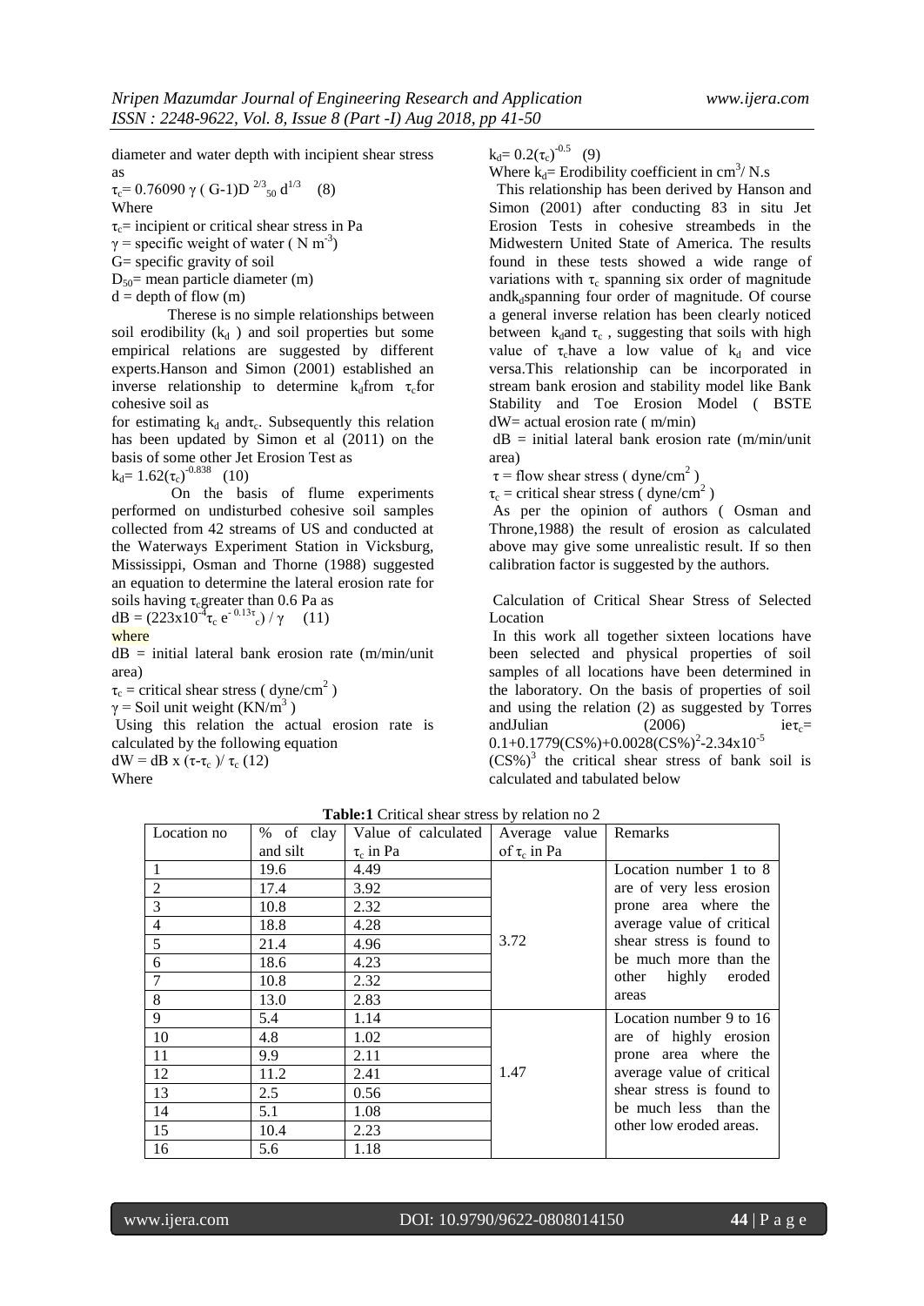diameter and water depth with incipient shear stress as

$\tau_c = 0.76090\ \gamma\ (G-1)D^{2/3}_{50}\ d^{1/3}$ (8)

Where

$\tau_c$= incipient or critical shear stress in Pa

$\gamma$ = specific weight of water ( N $m^{-3}$)

G= specific gravity of soil

$D_{50}$= mean particle diameter (m)

d = depth of flow (m)

Therese is no simple relationships between soil erodibility ($k_d$ ) and soil properties but some empirical relations are suggested by different experts.Hanson and Simon (2001) established an inverse relationship to determine $k_d$from $\tau_c$for cohesive soil as

for estimating $k_d$ and$\tau_c$. Subsequently this relation has been updated by Simon et al (2011) on the basis of some other Jet Erosion Test as

$k_d = 1.62(\tau_c)^{-0.838}$ (10)

On the basis of flume experiments performed on undisturbed cohesive soil samples collected from 42 streams of US and conducted at the Waterways Experiment Station in Vicksburg, Mississippi, Osman and Thorne (1988) suggested an equation to determine the lateral erosion rate for soils having $\tau_c$greater than 0.6 Pa as

$dB = (223x10^{-4}\tau_c\ e^{-0.13\tau_c}) / \gamma$ (11)

where

dB = initial lateral bank erosion rate (m/min/unit area)

$\tau_c$ = critical shear stress ( dyne/$cm^2$ )

$\gamma$ = Soil unit weight (KN/$m^3$ )

Using this relation the actual erosion rate is calculated by the following equation

$dW = dB\ x\ (\tau-\tau_c)/\ \tau_c$ (12)

Where

$k_d = 0.2(\tau_c)^{-0.5}$ (9)

Where $k_d$= Erodibility coefficient in $cm^3$/ N.s

This relationship has been derived by Hanson and Simon (2001) after conducting 83 in situ Jet Erosion Tests in cohesive streambeds in the Midwestern United State of America. The results found in these tests showed a wide range of variations with $\tau_c$ spanning six order of magnitude and$k_d$spanning four order of magnitude. Of course a general inverse relation has been clearly noticed between $k_d$and $\tau_c$ , suggesting that soils with high value of $\tau_c$have a low value of $k_d$ and vice versa.This relationship can be incorporated in stream bank erosion and stability model like Bank Stability and Toe Erosion Model ( BSTE

dW= actual erosion rate ( m/min)

dB = initial lateral bank erosion rate (m/min/unit area)

$\tau$ = flow shear stress ( dyne/$cm^2$ )

$\tau_c$ = critical shear stress ( dyne/$cm^2$ )

As per the opinion of authors ( Osman and Throne,1988) the result of erosion as calculated above may give some unrealistic result. If so then calibration factor is suggested by the authors.

Calculation of Critical Shear Stress of Selected Location

In this work all together sixteen locations have been selected and physical properties of soil samples of all locations have been determined in the laboratory. On the basis of properties of soil and using the relation (2) as suggested by Torres andJulian (2006) ie$\tau_c$= $0.1+0.1779(CS\%)+0.0028(CS\%)^2-2.34x10^{-5}(CS\%)^3$ the critical shear stress of bank soil is calculated and tabulated below

**Table:1** Critical shear stress by relation no 2

| Location no | % of clay and silt | Value of calculated $\tau_c$ in Pa | Average value of $\tau_c$ in Pa | Remarks |
|---|---|---|---|---|
| 1 | 19.6 | 4.49 | 3.72 | Location number 1 to 8 are of very less erosion prone area where the average value of critical shear stress is found to be much more than the other highly eroded areas |
| 2 | 17.4 | 3.92 | | |
| 3 | 10.8 | 2.32 | | |
| 4 | 18.8 | 4.28 | | |
| 5 | 21.4 | 4.96 | | |
| 6 | 18.6 | 4.23 | | |
| 7 | 10.8 | 2.32 | | |
| 8 | 13.0 | 2.83 | | |
| 9 | 5.4 | 1.14 | 1.47 | Location number 9 to 16 are of highly erosion prone area where the average value of critical shear stress is found to be much less than the other low eroded areas. |
| 10 | 4.8 | 1.02 | | |
| 11 | 9.9 | 2.11 | | |
| 12 | 11.2 | 2.41 | | |
| 13 | 2.5 | 0.56 | | |
| 14 | 5.1 | 1.08 | | |
| 15 | 10.4 | 2.23 | | |
| 16 | 5.6 | 1.18 | | |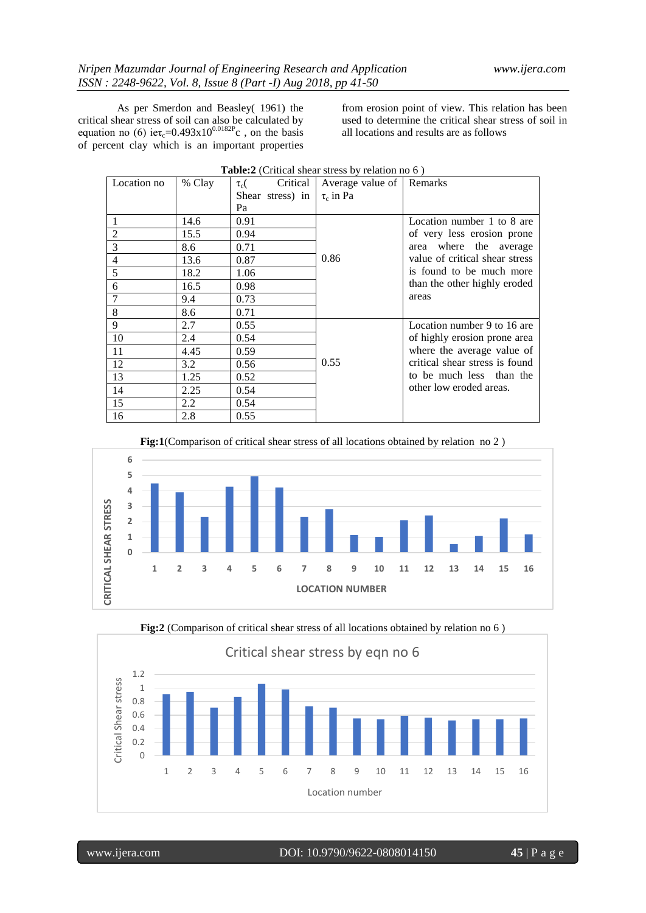As per Smerdon and Beasley( 1961) the critical shear stress of soil can also be calculated by equation no (6) ie$\tau_c$=0.493x10$^{0.0182P}$c , on the basis of percent clay which is an important properties from erosion point of view. This relation has been used to determine the critical shear stress of soil in all locations and results are as follows

**Table:2** (Critical shear stress by relation no 6 )

| Location no | % Clay | $\tau_c$( Critical Shear stress) in Pa | Average value of $\tau_c$ in Pa | Remarks |
|---|---|---|---|---|
| 1 | 14.6 | 0.91 | 0.86 | Location number 1 to 8 are of very less erosion prone area where the average value of critical shear stress is found to be much more than the other highly eroded areas |
| 2 | 15.5 | 0.94 | | |
| 3 | 8.6 | 0.71 | | |
| 4 | 13.6 | 0.87 | | |
| 5 | 18.2 | 1.06 | | |
| 6 | 16.5 | 0.98 | | |
| 7 | 9.4 | 0.73 | | |
| 8 | 8.6 | 0.71 | | |
| 9 | 2.7 | 0.55 | 0.55 | Location number 9 to 16 are of highly erosion prone area where the average value of critical shear stress is found to be much less than the other low eroded areas. |
| 10 | 2.4 | 0.54 | | |
| 11 | 4.45 | 0.59 | | |
| 12 | 3.2 | 0.56 | | |
| 13 | 1.25 | 0.52 | | |
| 14 | 2.25 | 0.54 | | |
| 15 | 2.2 | 0.54 | | |
| 16 | 2.8 | 0.55 | | |

**Fig:1**(Comparison of critical shear stress of all locations obtained by relation no 2 )

**Fig:2** (Comparison of critical shear stress of all locations obtained by relation no 6 )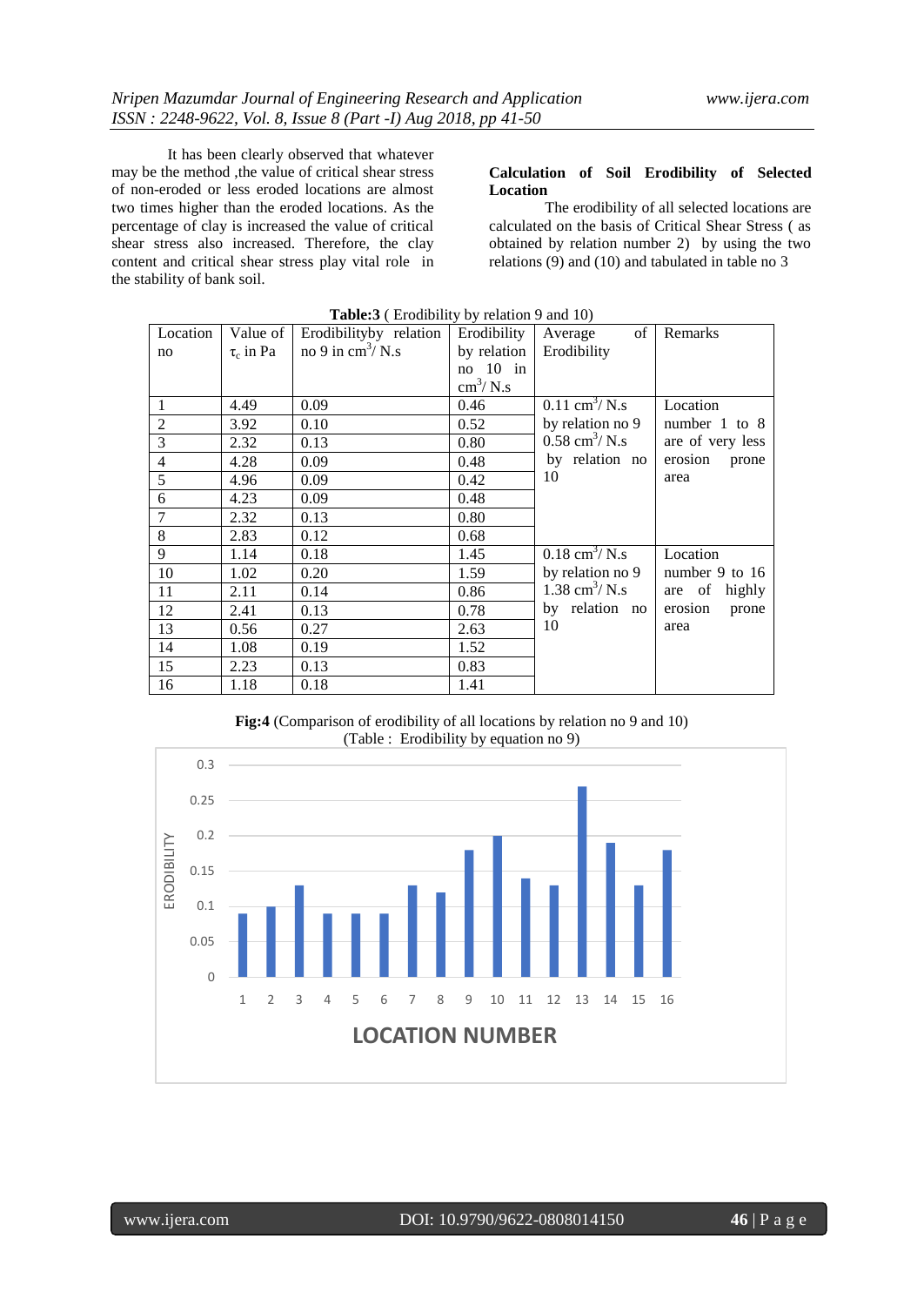It has been clearly observed that whatever may be the method ,the value of critical shear stress of non-eroded or less eroded locations are almost two times higher than the eroded locations. As the percentage of clay is increased the value of critical shear stress also increased. Therefore, the clay content and critical shear stress play vital role in the stability of bank soil.

**Calculation of Soil Erodibility of Selected Location**

The erodibility of all selected locations are calculated on the basis of Critical Shear Stress ( as obtained by relation number 2) by using the two relations (9) and (10) and tabulated in table no 3

**Table:3** ( Erodibility by relation 9 and 10)

| Location no | Value of $\tau_c$ in Pa | Erodibilityby relation no 9 in $cm^3$/ N.s | Erodibility by relation no 10 in $cm^3$/ N.s | Average of Erodibility | Remarks |
|---|---|---|---|---|---|
| 1 | 4.49 | 0.09 | 0.46 | 0.11 $cm^3$/ N.s by relation no 9 0.58 $cm^3$/ N.s by relation no 10 | Location number 1 to 8 are of very less erosion prone area |
| 2 | 3.92 | 0.10 | 0.52 | | |
| 3 | 2.32 | 0.13 | 0.80 | | |
| 4 | 4.28 | 0.09 | 0.48 | | |
| 5 | 4.96 | 0.09 | 0.42 | | |
| 6 | 4.23 | 0.09 | 0.48 | | |
| 7 | 2.32 | 0.13 | 0.80 | | |
| 8 | 2.83 | 0.12 | 0.68 | | |
| 9 | 1.14 | 0.18 | 1.45 | 0.18 $cm^3$/ N.s by relation no 9 1.38 $cm^3$/ N.s by relation no 10 | Location number 9 to 16 are of highly erosion prone area |
| 10 | 1.02 | 0.20 | 1.59 | | |
| 11 | 2.11 | 0.14 | 0.86 | | |
| 12 | 2.41 | 0.13 | 0.78 | | |
| 13 | 0.56 | 0.27 | 2.63 | | |
| 14 | 1.08 | 0.19 | 1.52 | | |
| 15 | 2.23 | 0.13 | 0.83 | | |
| 16 | 1.18 | 0.18 | 1.41 | | |

**Fig:4** (Comparison of erodibility of all locations by relation no 9 and 10)
(Table : Erodibility by equation no 9)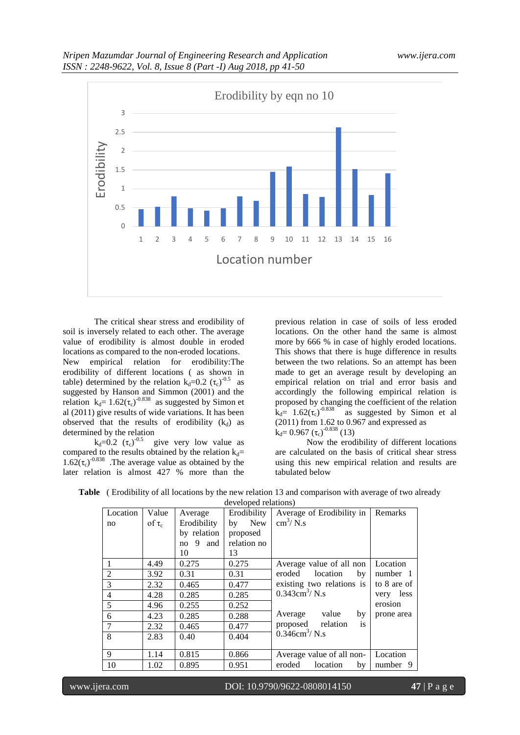The critical shear stress and erodibility of soil is inversely related to each other. The average value of erodibility is almost double in eroded locations as compared to the non-eroded locations.

New empirical relation for erodibility:The erodibility of different locations ( as shown in table) determined by the relation $k_d=0.2\ (\tau_c)^{-0.5}$ as suggested by Hanson and Simmon (2001) and the relation $k_d= 1.62(\tau_c)^{-0.838}$ as suggested by Simon et al (2011) give results of wide variations. It has been observed that the results of erodibility ($k_d$) as determined by the relation

$k_d=0.2\ (\tau_c)^{-0.5}$ give very low value as compared to the results obtained by the relation $k_d= 1.62(\tau_c)^{-0.838}$ .The average value as obtained by the later relation is almost 427 % more than the previous relation in case of soils of less eroded locations. On the other hand the same is almost more by 666 % in case of highly eroded locations. This shows that there is huge difference in results between the two relations. So an attempt has been made to get an average result by developing an empirical relation on trial and error basis and accordingly the following empirical relation is proposed by changing the coefficient of the relation $k_d= 1.62(\tau_c)^{-0.838}$ as suggested by Simon et al (2011) from 1.62 to 0.967 and expressed as

$k_d= 0.967\ (\tau_c)^{-0.838}$ (13)

Now the erodibility of different locations are calculated on the basis of critical shear stress using this new empirical relation and results are tabulated below

**Table** ( Erodibility of all locations by the new relation 13 and comparison with average of two already developed relations)

| Location no | Value of $\tau_c$ | Average Erodibility by relation no 9 and 10 | Erodibility by New proposed relation no 13 | Average of Erodibility in $cm^3/$ N.s | Remarks |
|---|---|---|---|---|---|
| 1 | 4.49 | 0.275 | 0.275 | Average value of all non eroded location by existing two relations is $0.343cm^3/$ N.s<br><br>Average value by proposed relation is $0.346cm^3/$ N.s | Location number 1 to 8 are of very less erosion prone area |
| 2 | 3.92 | 0.31 | 0.31 | | |
| 3 | 2.32 | 0.465 | 0.477 | | |
| 4 | 4.28 | 0.285 | 0.285 | | |
| 5 | 4.96 | 0.255 | 0.252 | | |
| 6 | 4.23 | 0.285 | 0.288 | | |
| 7 | 2.32 | 0.465 | 0.477 | | |
| 8 | 2.83 | 0.40 | 0.404 | | |
| 9 | 1.14 | 0.815 | 0.866 | Average value of all non-eroded location by | Location number 9 |
| 10 | 1.02 | 0.895 | 0.951 | | |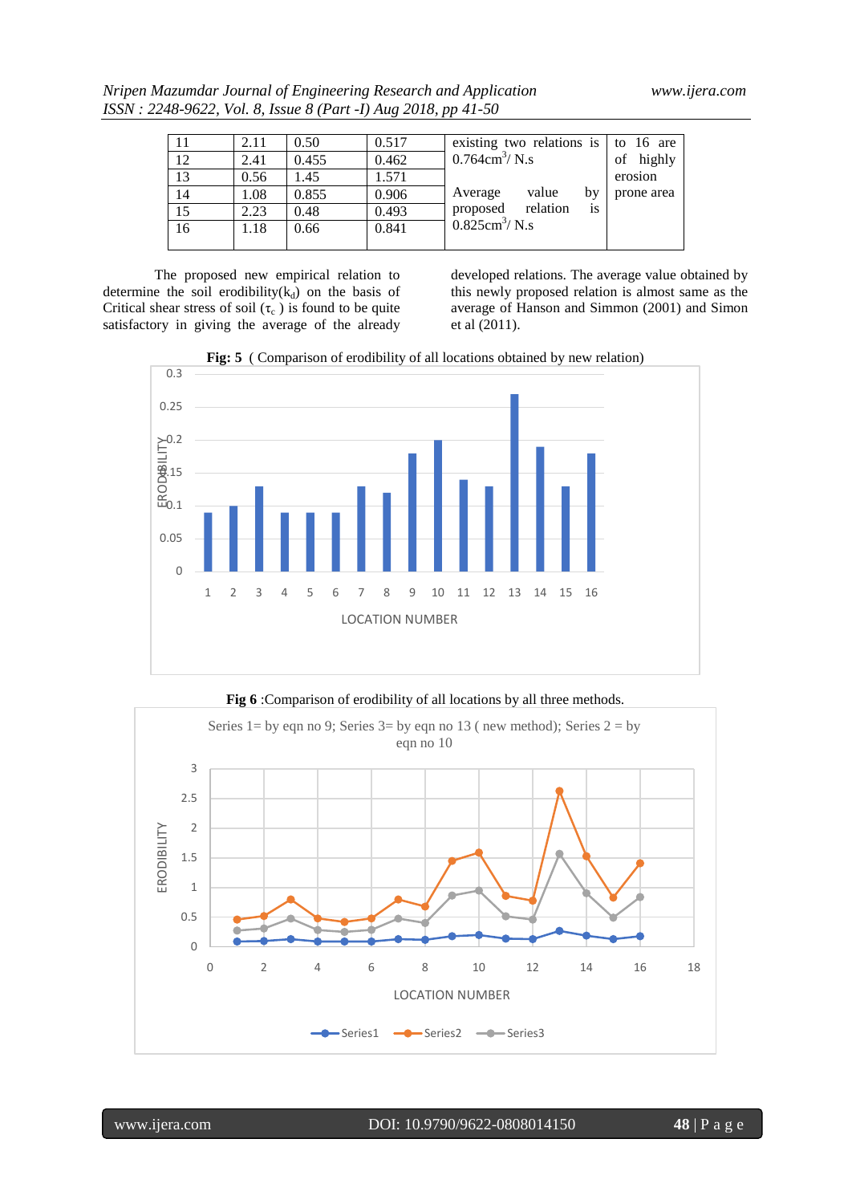| 11 | 2.11 | 0.50 | 0.517 | existing two relations is $0.764 cm^3/ N.s$<br><br>Average value by proposed relation is $0.825 cm^3/ N.s$ | to 16 are of highly erosion prone area |
|---|---|---|---|---|---|
| 12 | 2.41 | 0.455 | 0.462 | | |
| 13 | 0.56 | 1.45 | 1.571 | | |
| 14 | 1.08 | 0.855 | 0.906 | | |
| 15 | 2.23 | 0.48 | 0.493 | | |
| 16 | 1.18 | 0.66 | 0.841 | | |

The proposed new empirical relation to determine the soil erodibility($k_d$) on the basis of Critical shear stress of soil ($\tau_c$ ) is found to be quite satisfactory in giving the average of the already developed relations. The average value obtained by this newly proposed relation is almost same as the average of Hanson and Simmon (2001) and Simon et al (2011).

**Fig: 5** ( Comparison of erodibility of all locations obtained by new relation)

**Fig 6** :Comparison of erodibility of all locations by all three methods.

Series 1= by eqn no 9; Series 3= by eqn no 13 ( new method); Series 2 = by eqn no 10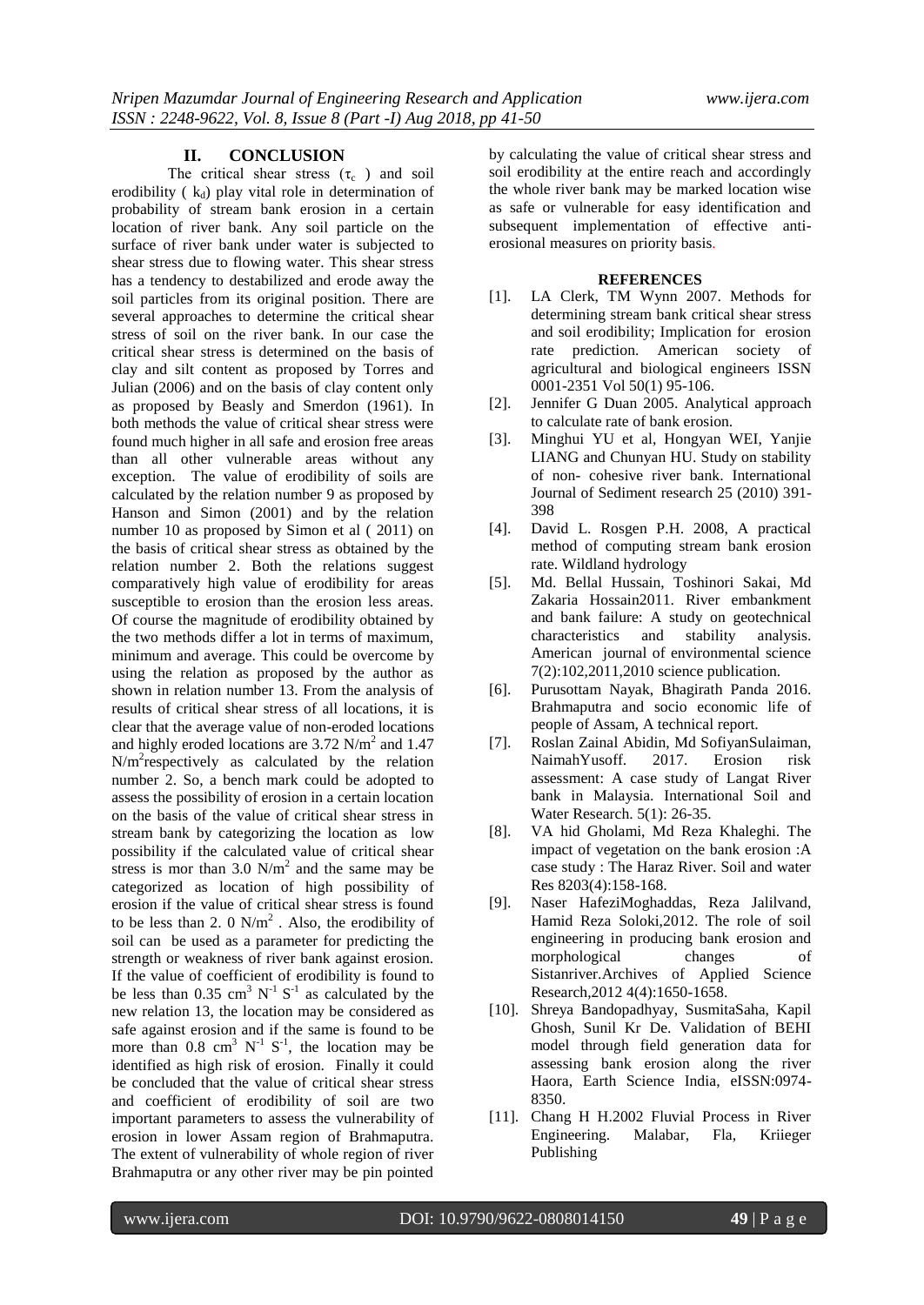## II. CONCLUSION

The critical shear stress ($\tau_c$ ) and soil erodibility ( $k_d$) play vital role in determination of probability of stream bank erosion in a certain location of river bank. Any soil particle on the surface of river bank under water is subjected to shear stress due to flowing water. This shear stress has a tendency to destabilized and erode away the soil particles from its original position. There are several approaches to determine the critical shear stress of soil on the river bank. In our case the critical shear stress is determined on the basis of clay and silt content as proposed by Torres and Julian (2006) and on the basis of clay content only as proposed by Beasly and Smerdon (1961). In both methods the value of critical shear stress were found much higher in all safe and erosion free areas than all other vulnerable areas without any exception. The value of erodibility of soils are calculated by the relation number 9 as proposed by Hanson and Simon (2001) and by the relation number 10 as proposed by Simon et al ( 2011) on the basis of critical shear stress as obtained by the relation number 2. Both the relations suggest comparatively high value of erodibility for areas susceptible to erosion than the erosion less areas. Of course the magnitude of erodibility obtained by the two methods differ a lot in terms of maximum, minimum and average. This could be overcome by using the relation as proposed by the author as shown in relation number 13. From the analysis of results of critical shear stress of all locations, it is clear that the average value of non-eroded locations and highly eroded locations are 3.72 $N/m^2$ and 1.47 $N/m^2$respectively as calculated by the relation number 2. So, a bench mark could be adopted to assess the possibility of erosion in a certain location on the basis of the value of critical shear stress in stream bank by categorizing the location as low possibility if the calculated value of critical shear stress is mor than 3.0 $N/m^2$ and the same may be categorized as location of high possibility of erosion if the value of critical shear stress is found to be less than 2. 0 $N/m^2$ . Also, the erodibility of soil can be used as a parameter for predicting the strength or weakness of river bank against erosion. If the value of coefficient of erodibility is found to be less than 0.35 $cm^3\ N^{-1}\ S^{-1}$ as calculated by the new relation 13, the location may be considered as safe against erosion and if the same is found to be more than 0.8 $cm^3\ N^{-1}\ S^{-1}$, the location may be identified as high risk of erosion. Finally it could be concluded that the value of critical shear stress and coefficient of erodibility of soil are two important parameters to assess the vulnerability of erosion in lower Assam region of Brahmaputra. The extent of vulnerability of whole region of river Brahmaputra or any other river may be pin pointed by calculating the value of critical shear stress and soil erodibility at the entire reach and accordingly the whole river bank may be marked location wise as safe or vulnerable for easy identification and subsequent implementation of effective anti-erosional measures on priority basis.

### REFERENCES

[1]. LA Clerk, TM Wynn 2007. Methods for determining stream bank critical shear stress and soil erodibility; Implication for erosion rate prediction. American society of agricultural and biological engineers ISSN 0001-2351 Vol 50(1) 95-106.

[2]. Jennifer G Duan 2005. Analytical approach to calculate rate of bank erosion.

[3]. Minghui YU et al, Hongyan WEI, Yanjie LIANG and Chunyan HU. Study on stability of non- cohesive river bank. International Journal of Sediment research 25 (2010) 391-398

[4]. David L. Rosgen P.H. 2008, A practical method of computing stream bank erosion rate. Wildland hydrology

[5]. Md. Bellal Hussain, Toshinori Sakai, Md Zakaria Hossain2011. River embankment and bank failure: A study on geotechnical characteristics and stability analysis. American journal of environmental science 7(2):102,2011,2010 science publication.

[6]. Purusottam Nayak, Bhagirath Panda 2016. Brahmaputra and socio economic life of people of Assam, A technical report.

[7]. Roslan Zainal Abidin, Md SofiyanSulaiman, NaimahYusoff. 2017. Erosion risk assessment: A case study of Langat River bank in Malaysia. International Soil and Water Research. 5(1): 26-35.

[8]. VA hid Gholami, Md Reza Khaleghi. The impact of vegetation on the bank erosion :A case study : The Haraz River. Soil and water Res 8203(4):158-168.

[9]. Naser HafeziMoghaddas, Reza Jalilvand, Hamid Reza Soloki,2012. The role of soil engineering in producing bank erosion and morphological changes of Sistanriver.Archives of Applied Science Research,2012 4(4):1650-1658.

[10]. Shreya Bandopadhyay, SusmitaSaha, Kapil Ghosh, Sunil Kr De. Validation of BEHI model through field generation data for assessing bank erosion along the river Haora, Earth Science India, eISSN:0974-8350.

[11]. Chang H H.2002 Fluvial Process in River Engineering. Malabar, Fla, Kriieger Publishing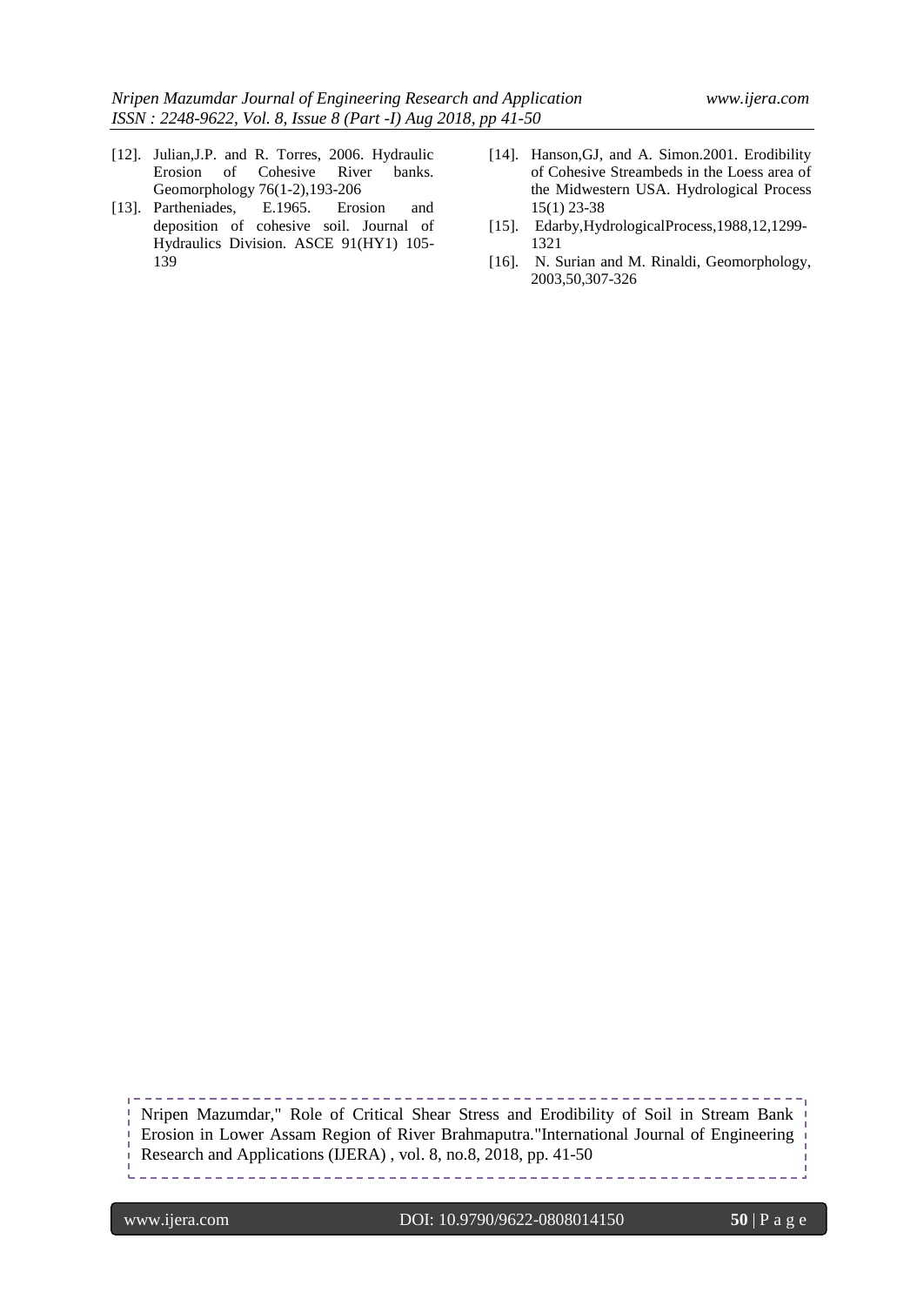[12]. Julian,J.P. and R. Torres, 2006. Hydraulic Erosion of Cohesive River banks. Geomorphology 76(1-2),193-206

[13]. Partheniades, E.1965. Erosion and deposition of cohesive soil. Journal of Hydraulics Division. ASCE 91(HY1) 105-139

[14]. Hanson,GJ, and A. Simon.2001. Erodibility of Cohesive Streambeds in the Loess area of the Midwestern USA. Hydrological Process 15(1) 23-38

[15]. Edarby,HydrologicalProcess,1988,12,1299-1321

[16]. N. Surian and M. Rinaldi, Geomorphology, 2003,50,307-326

Nripen Mazumdar," Role of Critical Shear Stress and Erodibility of Soil in Stream Bank Erosion in Lower Assam Region of River Brahmaputra."International Journal of Engineering Research and Applications (IJERA) , vol. 8, no.8, 2018, pp. 41-50